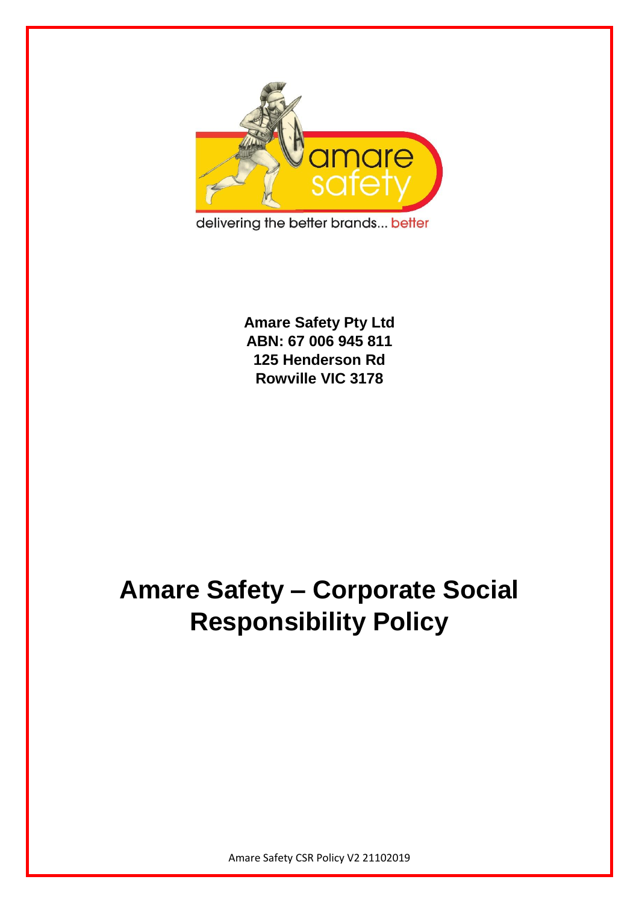delivering the better brands... better

**Amare Safety Pty Ltd**
**ABN: 67 006 945 811**
**125 Henderson Rd**
**Rowville VIC 3178**

# Amare Safety – Corporate Social Responsibility Policy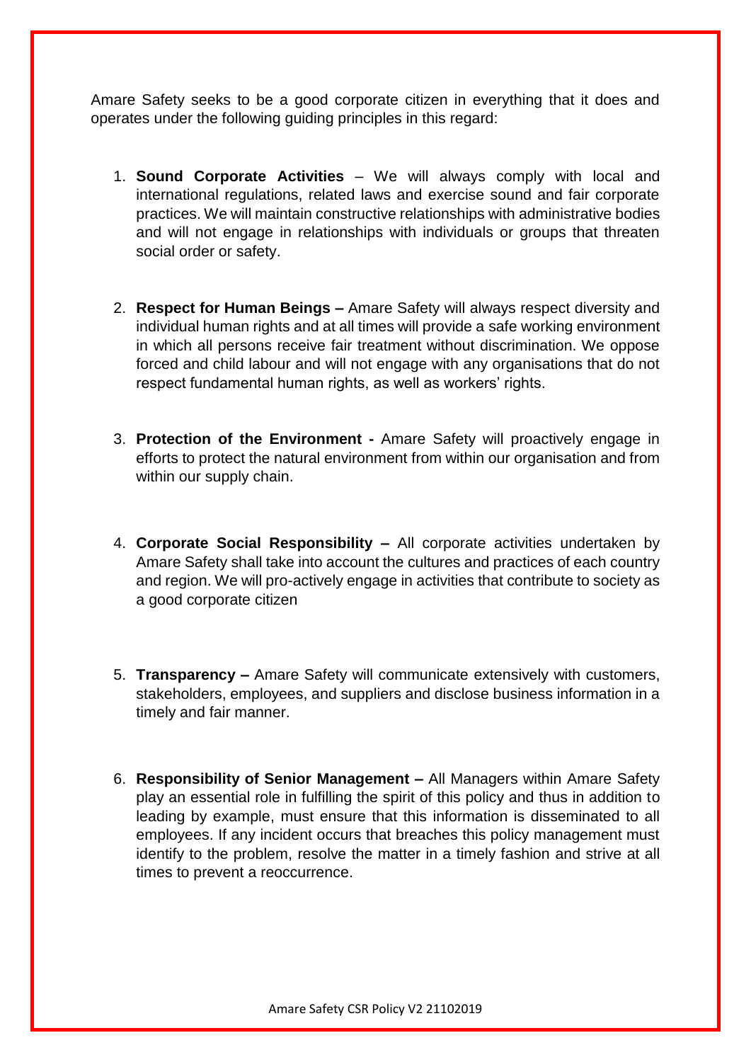Amare Safety seeks to be a good corporate citizen in everything that it does and operates under the following guiding principles in this regard:

1. **Sound Corporate Activities** – We will always comply with local and international regulations, related laws and exercise sound and fair corporate practices. We will maintain constructive relationships with administrative bodies and will not engage in relationships with individuals or groups that threaten social order or safety.

2. **Respect for Human Beings –** Amare Safety will always respect diversity and individual human rights and at all times will provide a safe working environment in which all persons receive fair treatment without discrimination. We oppose forced and child labour and will not engage with any organisations that do not respect fundamental human rights, as well as workers' rights.

3. **Protection of the Environment -** Amare Safety will proactively engage in efforts to protect the natural environment from within our organisation and from within our supply chain.

4. **Corporate Social Responsibility –** All corporate activities undertaken by Amare Safety shall take into account the cultures and practices of each country and region. We will pro-actively engage in activities that contribute to society as a good corporate citizen

5. **Transparency –** Amare Safety will communicate extensively with customers, stakeholders, employees, and suppliers and disclose business information in a timely and fair manner.

6. **Responsibility of Senior Management –** All Managers within Amare Safety play an essential role in fulfilling the spirit of this policy and thus in addition to leading by example, must ensure that this information is disseminated to all employees. If any incident occurs that breaches this policy management must identify to the problem, resolve the matter in a timely fashion and strive at all times to prevent a reoccurrence.